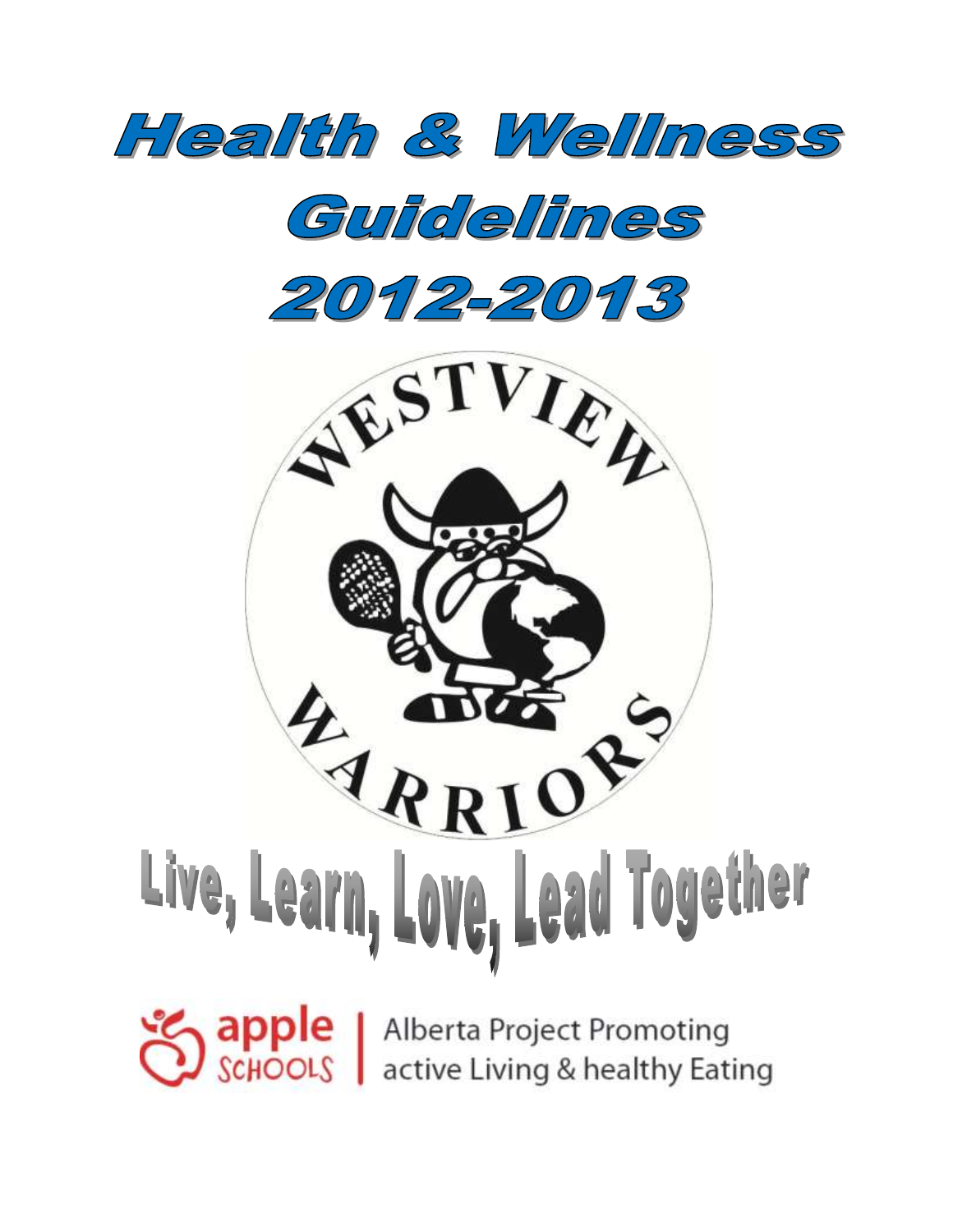# Health & Wellness Guidelines 2012-2013

WESTVIEW WARRIORS

## Live, Learn, Love, Lead Together

apple SCHOOLS | Alberta Project Promoting active Living & healthy Eating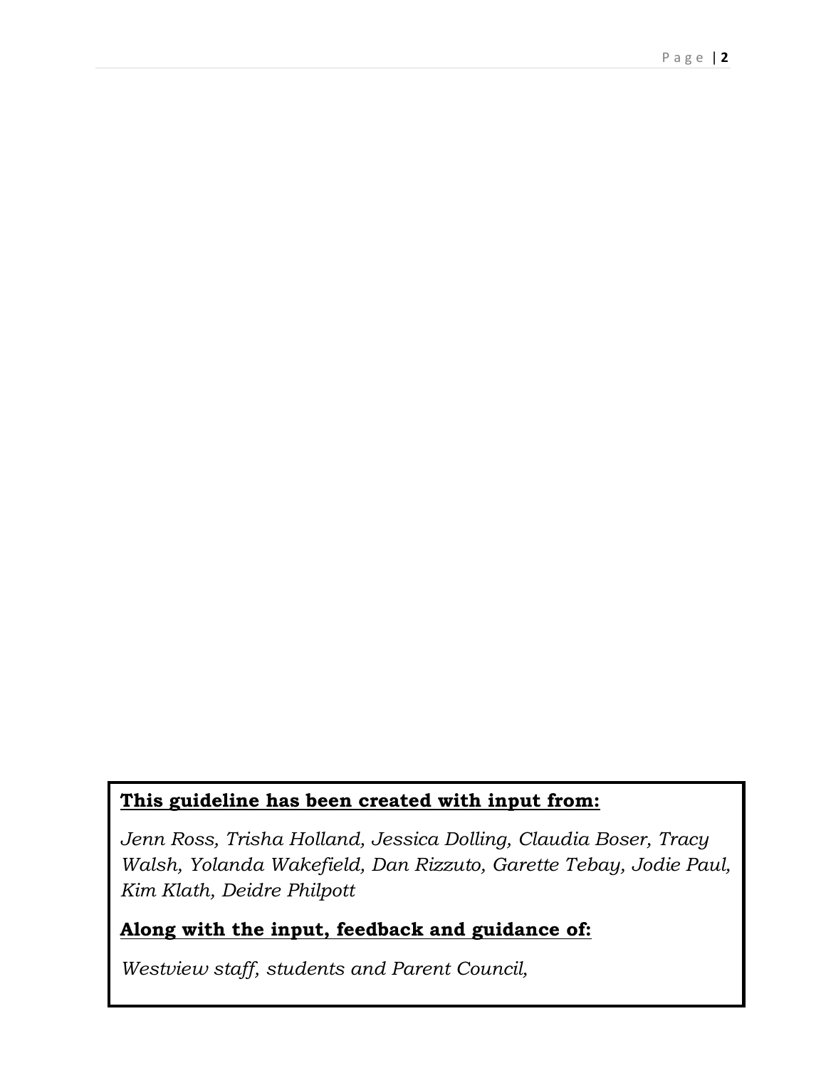**<u>This guideline has been created with input from:</u>**

*Jenn Ross, Trisha Holland, Jessica Dolling, Claudia Boser, Tracy Walsh, Yolanda Wakefield, Dan Rizzuto, Garette Tebay, Jodie Paul, Kim Klath, Deidre Philpott*

**<u>Along with the input, feedback and guidance of:</u>**

*Westview staff, students and Parent Council,*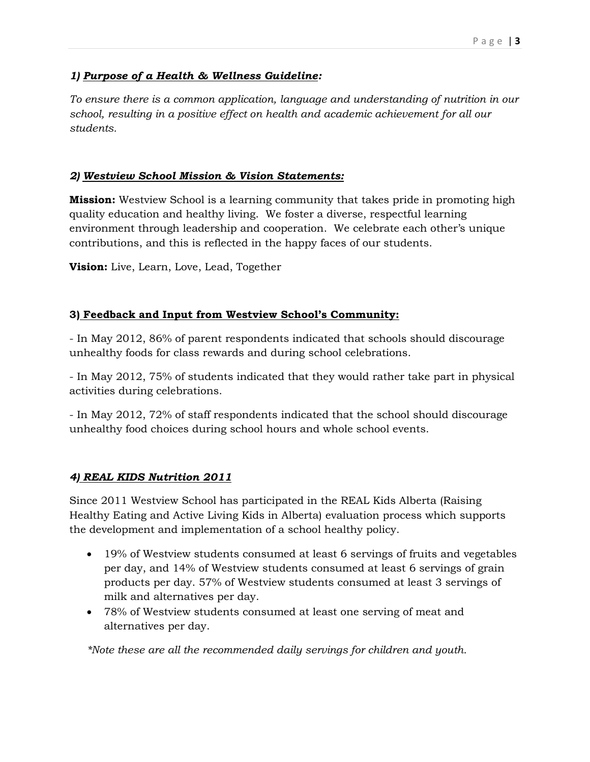### *1) **Purpose of a Health & Wellness Guideline**:*

*To ensure there is a common application, language and understanding of nutrition in our school, resulting in a positive effect on health and academic achievement for all our students.*

### *2) **Westview School Mission & Vision Statements:***

**Mission:** Westview School is a learning community that takes pride in promoting high quality education and healthy living. We foster a diverse, respectful learning environment through leadership and cooperation. We celebrate each other's unique contributions, and this is reflected in the happy faces of our students.

**Vision:** Live, Learn, Love, Lead, Together

### **3) Feedback and Input from Westview School's Community:**

- In May 2012, 86% of parent respondents indicated that schools should discourage unhealthy foods for class rewards and during school celebrations.

- In May 2012, 75% of students indicated that they would rather take part in physical activities during celebrations.

- In May 2012, 72% of staff respondents indicated that the school should discourage unhealthy food choices during school hours and whole school events.

### *4) **REAL KIDS Nutrition 2011***

Since 2011 Westview School has participated in the REAL Kids Alberta (Raising Healthy Eating and Active Living Kids in Alberta) evaluation process which supports the development and implementation of a school healthy policy.

- 19% of Westview students consumed at least 6 servings of fruits and vegetables per day, and 14% of Westview students consumed at least 6 servings of grain products per day. 57% of Westview students consumed at least 3 servings of milk and alternatives per day.
- 78% of Westview students consumed at least one serving of meat and alternatives per day.

*\*Note these are all the recommended daily servings for children and youth.*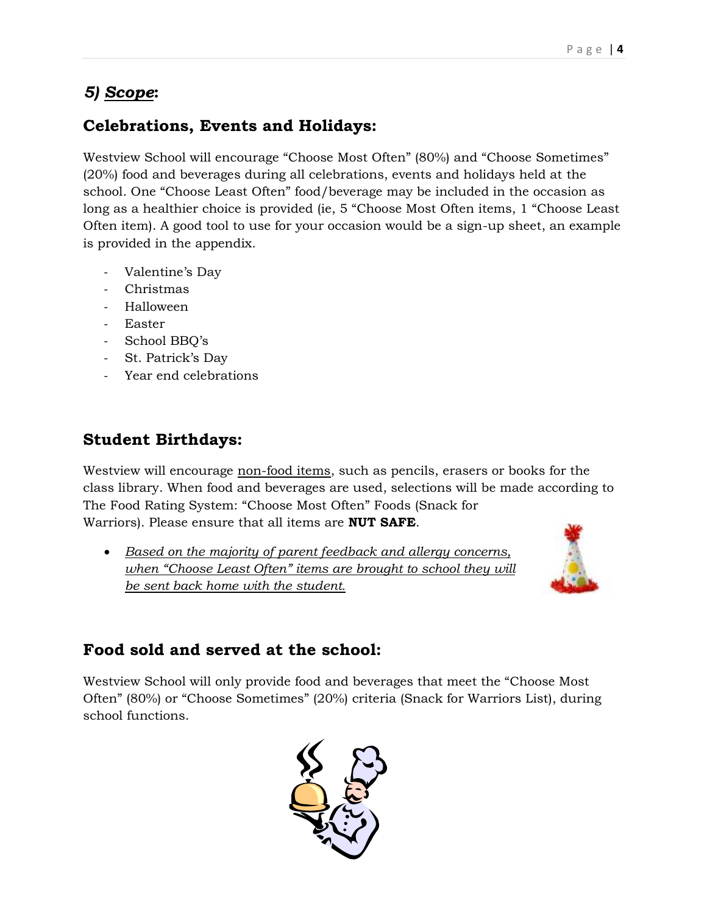## *5) Scope*:

### Celebrations, Events and Holidays:

Westview School will encourage "Choose Most Often" (80%) and "Choose Sometimes" (20%) food and beverages during all celebrations, events and holidays held at the school. One "Choose Least Often" food/beverage may be included in the occasion as long as a healthier choice is provided (ie, 5 "Choose Most Often items, 1 "Choose Least Often item). A good tool to use for your occasion would be a sign-up sheet, an example is provided in the appendix.

- Valentine's Day
- Christmas
- Halloween
- Easter
- School BBQ's
- St. Patrick's Day
- Year end celebrations

### Student Birthdays:

Westview will encourage non-food items, such as pencils, erasers or books for the class library. When food and beverages are used, selections will be made according to The Food Rating System: "Choose Most Often" Foods (Snack for Warriors). Please ensure that all items are **NUT SAFE**.

- *Based on the majority of parent feedback and allergy concerns, when "Choose Least Often" items are brought to school they will be sent back home with the student.*

### Food sold and served at the school:

Westview School will only provide food and beverages that meet the "Choose Most Often" (80%) or "Choose Sometimes" (20%) criteria (Snack for Warriors List), during school functions.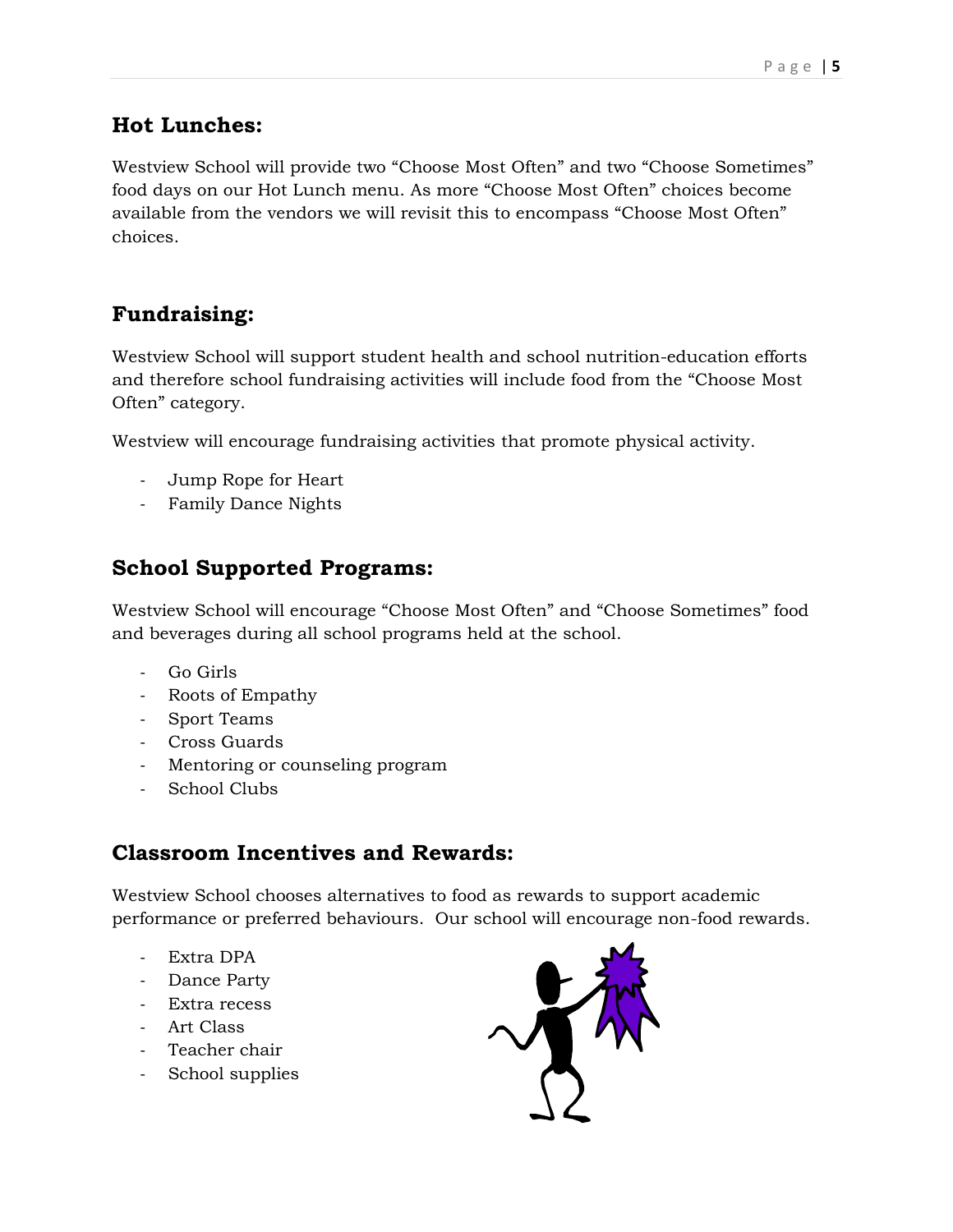## Hot Lunches:

Westview School will provide two “Choose Most Often” and two “Choose Sometimes” food days on our Hot Lunch menu. As more “Choose Most Often” choices become available from the vendors we will revisit this to encompass “Choose Most Often” choices.

## Fundraising:

Westview School will support student health and school nutrition-education efforts and therefore school fundraising activities will include food from the “Choose Most Often” category.

Westview will encourage fundraising activities that promote physical activity.

- Jump Rope for Heart
- Family Dance Nights

## School Supported Programs:

Westview School will encourage “Choose Most Often” and “Choose Sometimes” food and beverages during all school programs held at the school.

- Go Girls
- Roots of Empathy
- Sport Teams
- Cross Guards
- Mentoring or counseling program
- School Clubs

## Classroom Incentives and Rewards:

Westview School chooses alternatives to food as rewards to support academic performance or preferred behaviours. Our school will encourage non-food rewards.

- Extra DPA
- Dance Party
- Extra recess
- Art Class
- Teacher chair
- School supplies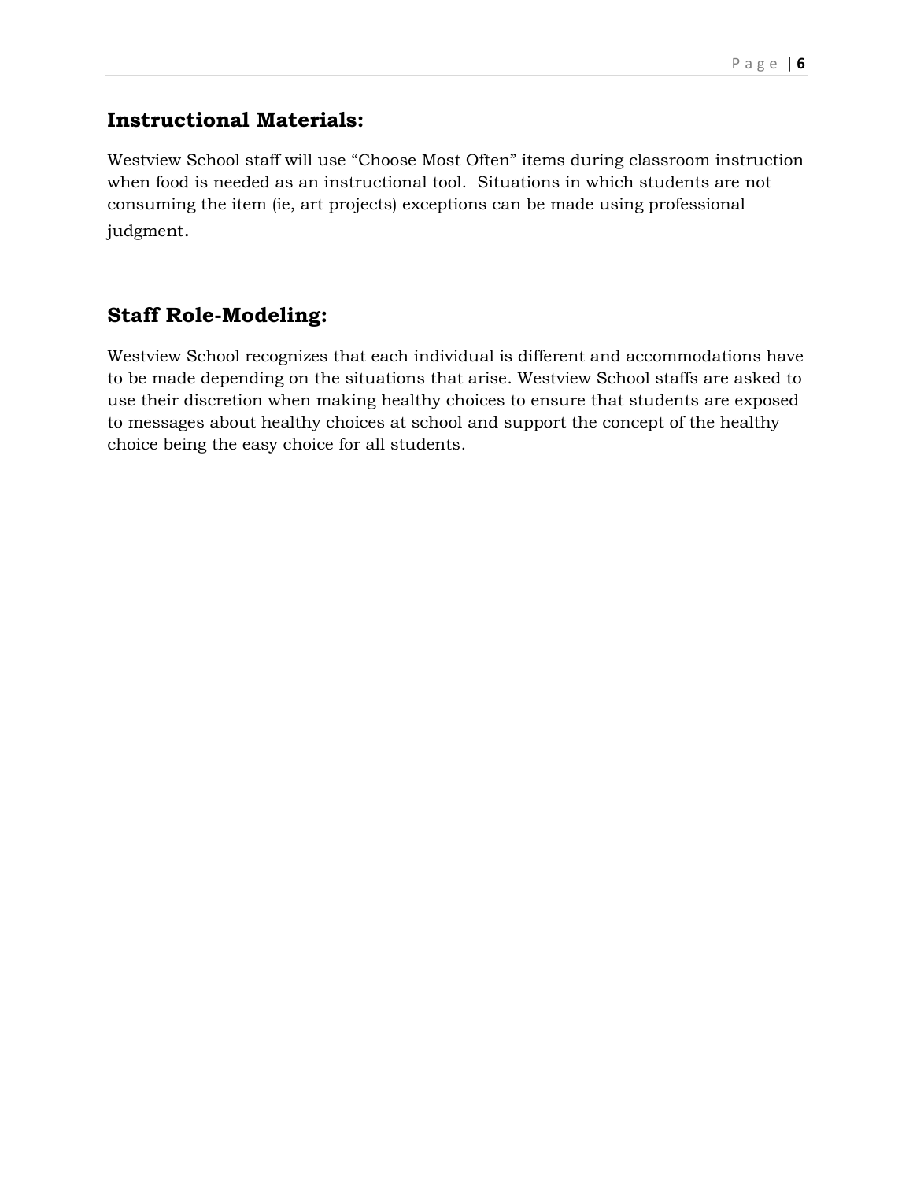## Instructional Materials:

Westview School staff will use "Choose Most Often" items during classroom instruction when food is needed as an instructional tool. Situations in which students are not consuming the item (ie, art projects) exceptions can be made using professional judgment.

## Staff Role-Modeling:

Westview School recognizes that each individual is different and accommodations have to be made depending on the situations that arise. Westview School staffs are asked to use their discretion when making healthy choices to ensure that students are exposed to messages about healthy choices at school and support the concept of the healthy choice being the easy choice for all students.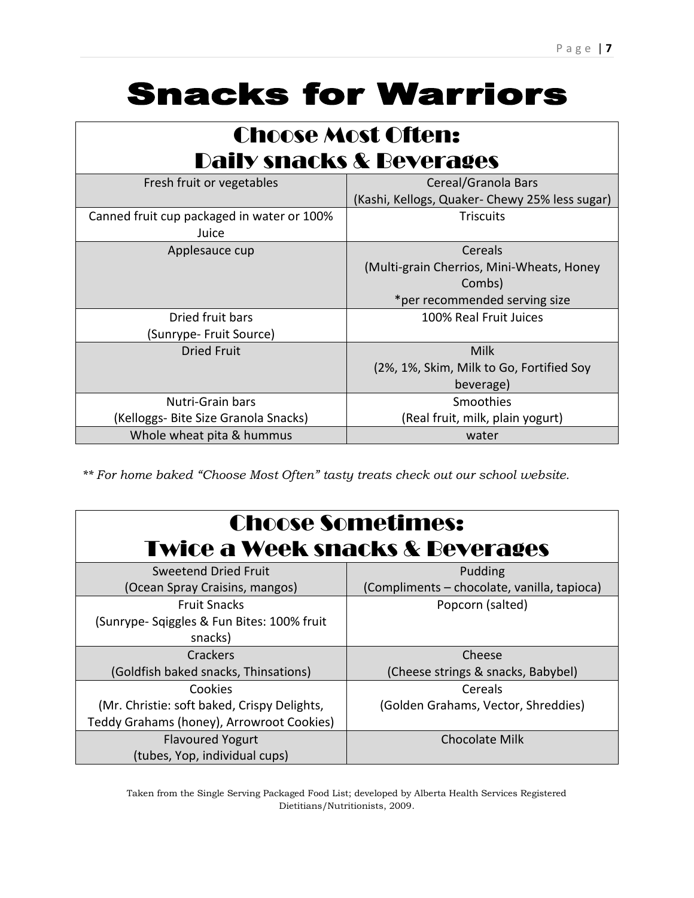# Snacks for Warriors

| Choose Most Often: Daily snacks & Beverages | |
|---|---|
| Fresh fruit or vegetables | Cereal/Granola Bars (Kashi, Kellogs, Quaker- Chewy 25% less sugar) |
| Canned fruit cup packaged in water or 100% Juice | Triscuits |
| Applesauce cup | Cereals (Multi-grain Cherrios, Mini-Wheats, Honey Combs) *per recommended serving size |
| Dried fruit bars (Sunrype- Fruit Source) | 100% Real Fruit Juices |
| Dried Fruit | Milk (2%, 1%, Skim, Milk to Go, Fortified Soy beverage) |
| Nutri-Grain bars (Kelloggs- Bite Size Granola Snacks) | Smoothies (Real fruit, milk, plain yogurt) |
| Whole wheat pita & hummus | water |

*** For home baked "Choose Most Often" tasty treats check out our school website.*

| Choose Sometimes: Twice a Week snacks & Beverages | |
|---|---|
| Sweetend Dried Fruit (Ocean Spray Craisins, mangos) | Pudding (Compliments – chocolate, vanilla, tapioca) |
| Fruit Snacks (Sunrype- Sqiggles & Fun Bites: 100% fruit snacks) | Popcorn (salted) |
| Crackers (Goldfish baked snacks, Thinsations) | Cheese (Cheese strings & snacks, Babybel) |
| Cookies (Mr. Christie: soft baked, Crispy Delights, Teddy Grahams (honey), Arrowroot Cookies) | Cereals (Golden Grahams, Vector, Shreddies) |
| Flavoured Yogurt (tubes, Yop, individual cups) | Chocolate Milk |

Taken from the Single Serving Packaged Food List; developed by Alberta Health Services Registered Dietitians/Nutritionists, 2009.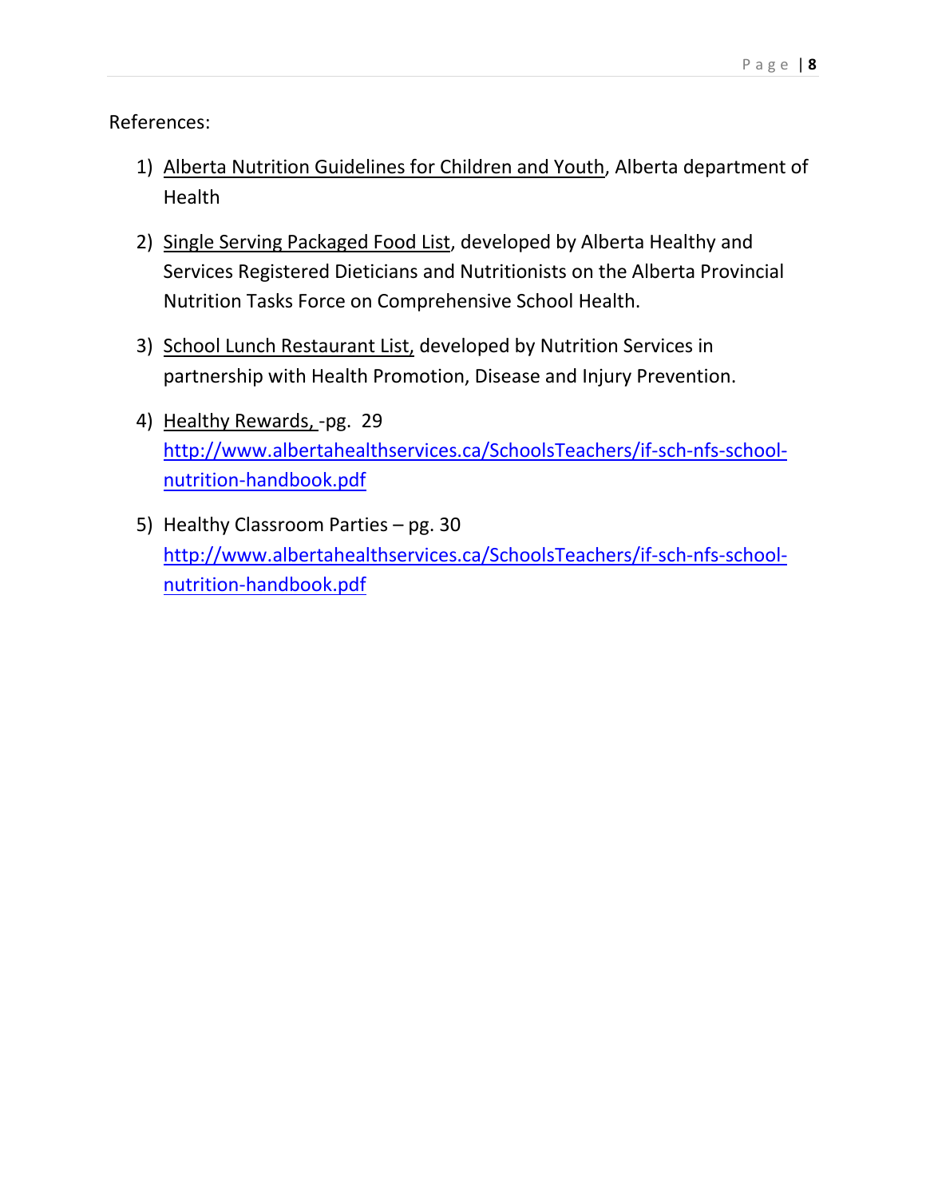References:

1) Alberta Nutrition Guidelines for Children and Youth, Alberta department of Health
2) Single Serving Packaged Food List, developed by Alberta Healthy and Services Registered Dieticians and Nutritionists on the Alberta Provincial Nutrition Tasks Force on Comprehensive School Health.
3) School Lunch Restaurant List, developed by Nutrition Services in partnership with Health Promotion, Disease and Injury Prevention.
4) Healthy Rewards, -pg. 29 http://www.albertahealthservices.ca/SchoolsTeachers/if-sch-nfs-school-nutrition-handbook.pdf
5) Healthy Classroom Parties – pg. 30 http://www.albertahealthservices.ca/SchoolsTeachers/if-sch-nfs-school-nutrition-handbook.pdf